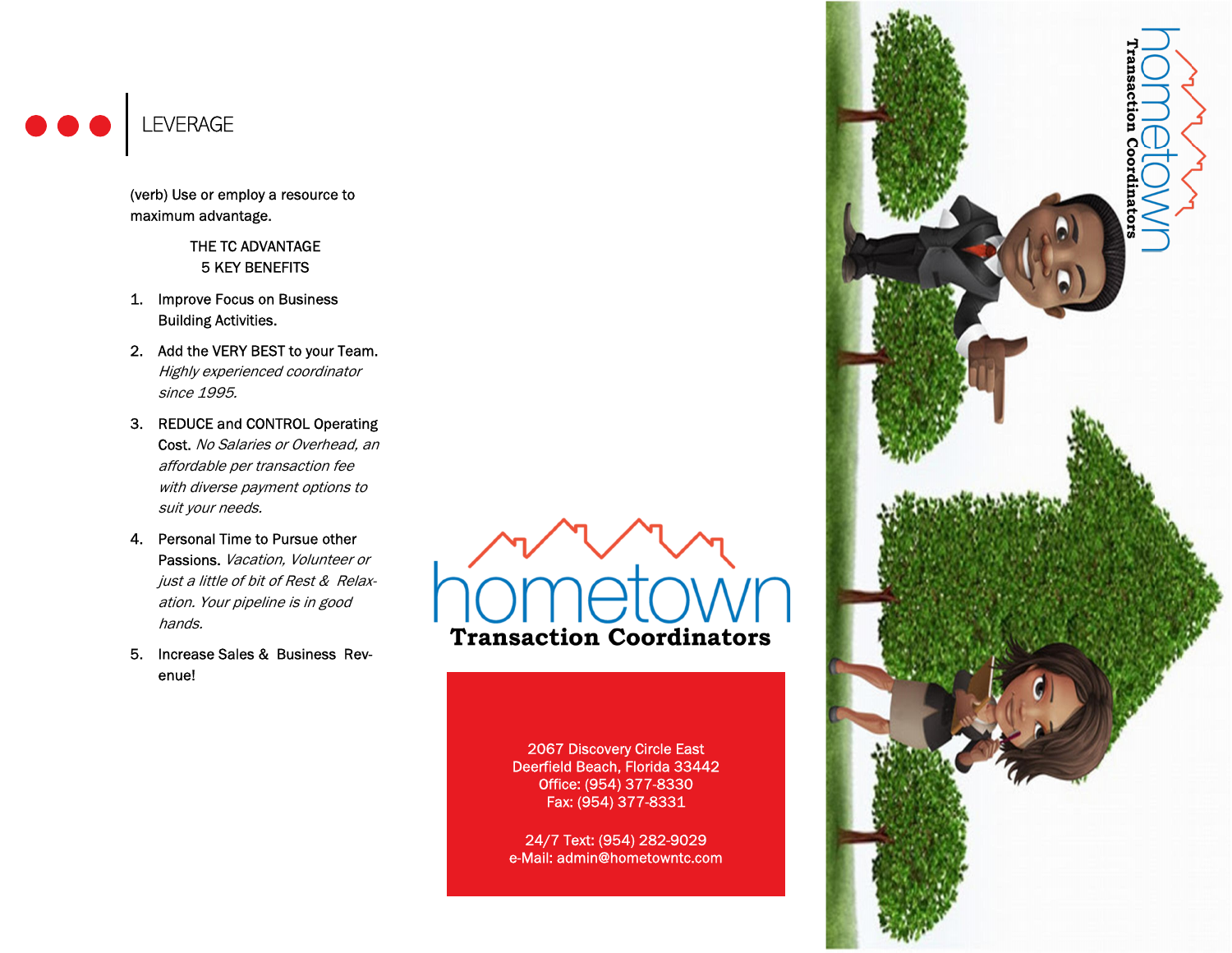## LEVERAGE

(verb) Use or employ a resource to maximum advantage.

THE TC ADVANTAGE
5 KEY BENEFITS

1. Improve Focus on Business Building Activities.
2. Add the VERY BEST to your Team. *Highly experienced coordinator since 1995.*
3. REDUCE and CONTROL Operating Cost. *No Salaries or Overhead, an affordable per transaction fee with diverse payment options to suit your needs.*
4. Personal Time to Pursue other Passions. *Vacation, Volunteer or just a little of bit of Rest & Relaxation. Your pipeline is in good hands.*
5. Increase Sales & Business Revenue!

# hometown
## Transaction Coordinators

2067 Discovery Circle East
Deerfield Beach, Florida 33442
Office: (954) 377-8330
Fax: (954) 377-8331

24/7 Text: (954) 282-9029
e-Mail: admin@hometowntc.com

hometown
Transaction Coordinators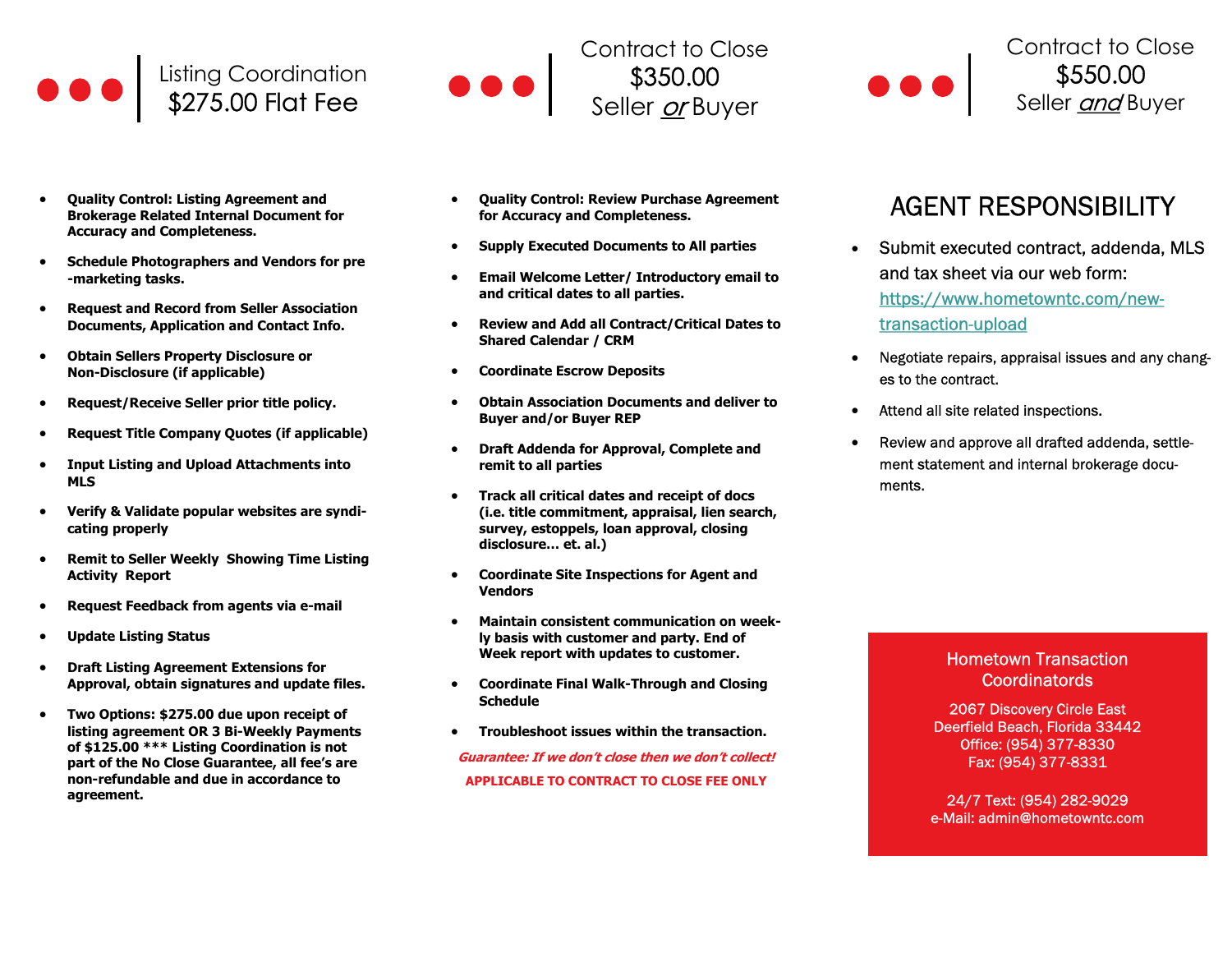## Listing Coordination
## $275.00 Flat Fee

- **Quality Control: Listing Agreement and Brokerage Related Internal Document for Accuracy and Completeness.**
- **Schedule Photographers and Vendors for pre-marketing tasks.**
- **Request and Record from Seller Association Documents, Application and Contact Info.**
- **Obtain Sellers Property Disclosure or Non-Disclosure (if applicable)**
- **Request/Receive Seller prior title policy.**
- **Request Title Company Quotes (if applicable)**
- **Input Listing and Upload Attachments into MLS**
- **Verify & Validate popular websites are syndicating properly**
- **Remit to Seller Weekly Showing Time Listing Activity Report**
- **Request Feedback from agents via e-mail**
- **Update Listing Status**
- **Draft Listing Agreement Extensions for Approval, obtain signatures and update files.**
- **Two Options: $275.00 due upon receipt of listing agreement OR 3 Bi-Weekly Payments of $125.00 *** Listing Coordination is not part of the No Close Guarantee, all fee's are non-refundable and due in accordance to agreement.**

## Contract to Close
## $350.00
## Seller *or* Buyer

- **Quality Control: Review Purchase Agreement for Accuracy and Completeness.**
- **Supply Executed Documents to All parties**
- **Email Welcome Letter/ Introductory email to and critical dates to all parties.**
- **Review and Add all Contract/Critical Dates to Shared Calendar / CRM**
- **Coordinate Escrow Deposits**
- **Obtain Association Documents and deliver to Buyer and/or Buyer REP**
- **Draft Addenda for Approval, Complete and remit to all parties**
- **Track all critical dates and receipt of docs (i.e. title commitment, appraisal, lien search, survey, estoppels, loan approval, closing disclosure… et. al.)**
- **Coordinate Site Inspections for Agent and Vendors**
- **Maintain consistent communication on weekly basis with customer and party. End of Week report with updates to customer.**
- **Coordinate Final Walk-Through and Closing Schedule**
- **Troubleshoot issues within the transaction.**

***Guarantee: If we don't close then we don't collect!***

**APPLICABLE TO CONTRACT TO CLOSE FEE ONLY**

## Contract to Close
## $550.00
## Seller *and* Buyer

# AGENT RESPONSIBILITY

- Submit executed contract, addenda, MLS and tax sheet via our web form: https://www.hometowntc.com/new-transaction-upload
- Negotiate repairs, appraisal issues and any changes to the contract.
- Attend all site related inspections.
- Review and approve all drafted addenda, settlement statement and internal brokerage documents.

Hometown Transaction Coordinatords

2067 Discovery Circle East
Deerfield Beach, Florida 33442
Office: (954) 377-8330
Fax: (954) 377-8331

24/7 Text: (954) 282-9029
e-Mail: admin@hometowntc.com